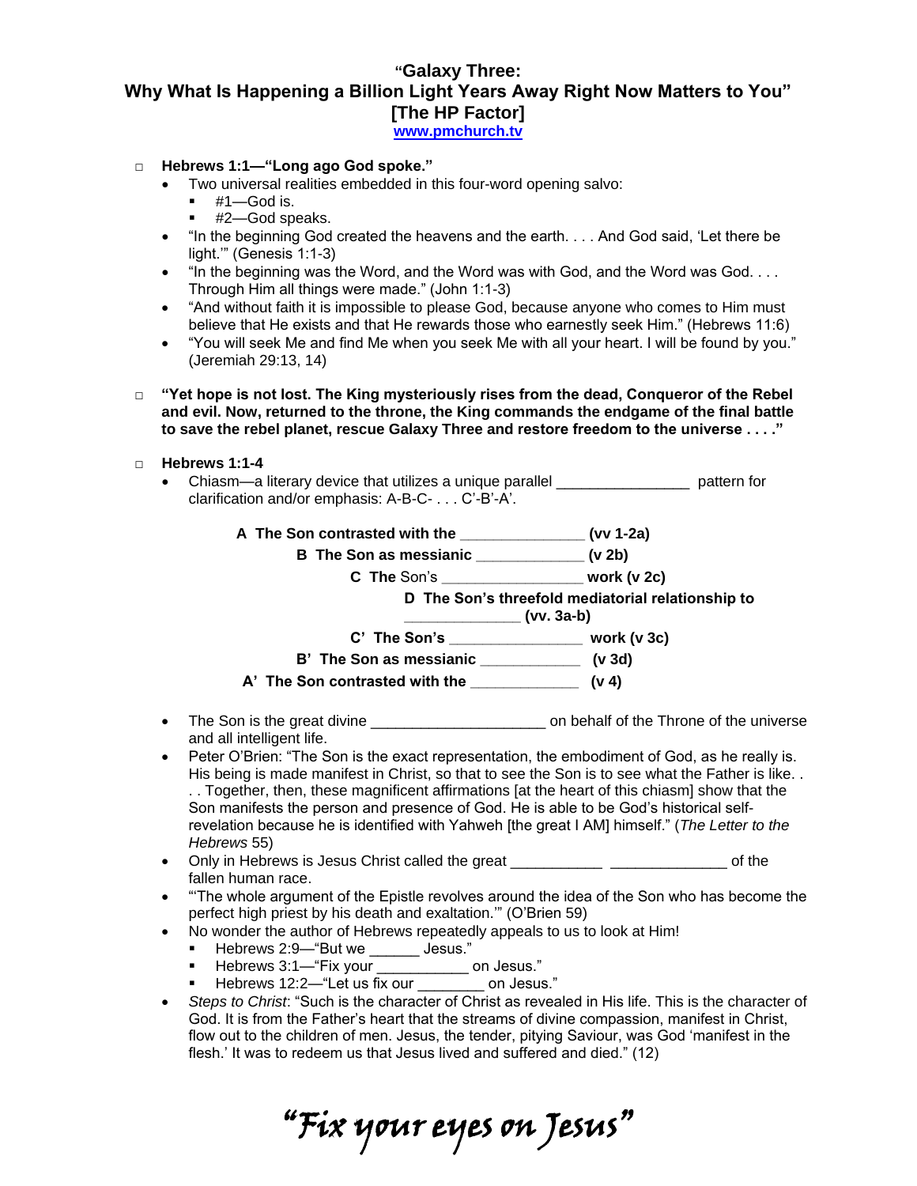# "Galaxy Three: Why What Is Happening a Billion Light Years Away Right Now Matters to You" [The HP Factor]

www.pmchurch.tv

- **Hebrews 1:1—"Long ago God spoke."**
  - Two universal realities embedded in this four-word opening salvo:
    - #1—God is.
    - #2—God speaks.
  - "In the beginning God created the heavens and the earth. . . . And God said, 'Let there be light.'" (Genesis 1:1-3)
  - "In the beginning was the Word, and the Word was with God, and the Word was God. . . . Through Him all things were made." (John 1:1-3)
  - "And without faith it is impossible to please God, because anyone who comes to Him must believe that He exists and that He rewards those who earnestly seek Him." (Hebrews 11:6)
  - "You will seek Me and find Me when you seek Me with all your heart. I will be found by you." (Jeremiah 29:13, 14)

- **"Yet hope is not lost. The King mysteriously rises from the dead, Conqueror of the Rebel and evil. Now, returned to the throne, the King commands the endgame of the final battle to save the rebel planet, rescue Galaxy Three and restore freedom to the universe . . . ."**

- **Hebrews 1:1-4**
  - Chiasm—a literary device that utilizes a unique parallel ________________ pattern for clarification and/or emphasis: A-B-C- . . . C'-B'-A'.

    **A The Son contrasted with the _______________ (vv 1-2a)**

    **B The Son as messianic _____________ (v 2b)**

    **C The** Son's _________________ **work (v 2c)**

    **D The Son's threefold mediatorial relationship to ______________ (vv. 3a-b)**

    **C' The Son's ________________ work (v 3c)**

    **B' The Son as messianic ____________ (v 3d)**

    **A' The Son contrasted with the _____________ (v 4)**

  - The Son is the great divine _____________________ on behalf of the Throne of the universe and all intelligent life.
  - Peter O'Brien: "The Son is the exact representation, the embodiment of God, as he really is. His being is made manifest in Christ, so that to see the Son is to see what the Father is like. . . . Together, then, these magnificent affirmations [at the heart of this chiasm] show that the Son manifests the person and presence of God. He is able to be God's historical self-revelation because he is identified with Yahweh [the great I AM] himself." (*The Letter to the Hebrews* 55)
  - Only in Hebrews is Jesus Christ called the great ___________ ______________ of the fallen human race.
  - "'The whole argument of the Epistle revolves around the idea of the Son who has become the perfect high priest by his death and exaltation.'" (O'Brien 59)
  - No wonder the author of Hebrews repeatedly appeals to us to look at Him!
    - Hebrews 2:9—"But we ______ Jesus."
    - Hebrews 3:1—"Fix your ___________ on Jesus."
    - Hebrews 12:2—"Let us fix our ________ on Jesus."
  - *Steps to Christ*: "Such is the character of Christ as revealed in His life. This is the character of God. It is from the Father's heart that the streams of divine compassion, manifest in Christ, flow out to the children of men. Jesus, the tender, pitying Saviour, was God 'manifest in the flesh.' It was to redeem us that Jesus lived and suffered and died." (12)

*"Fix your eyes on Jesus"*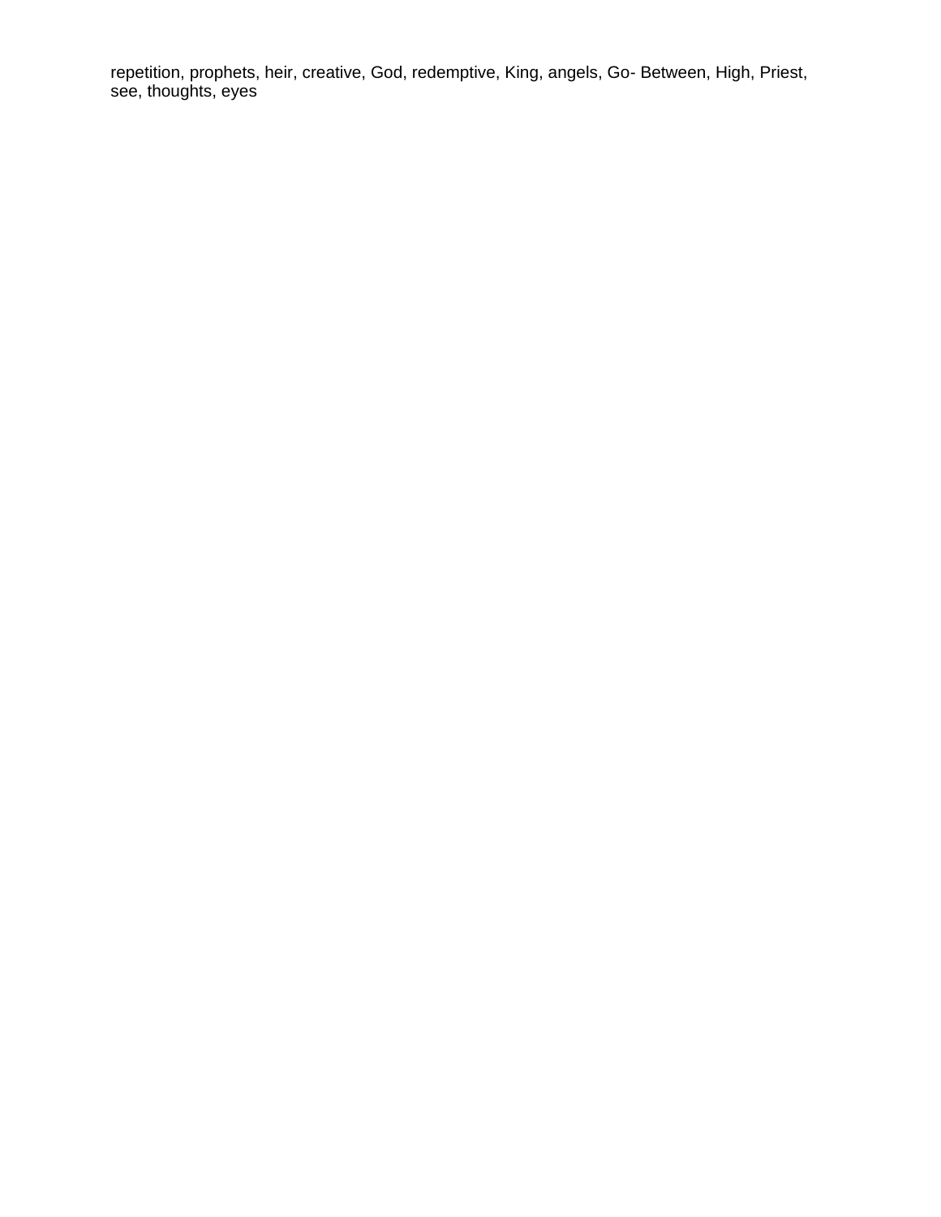repetition, prophets, heir, creative, God, redemptive, King, angels, Go- Between, High, Priest, see, thoughts, eyes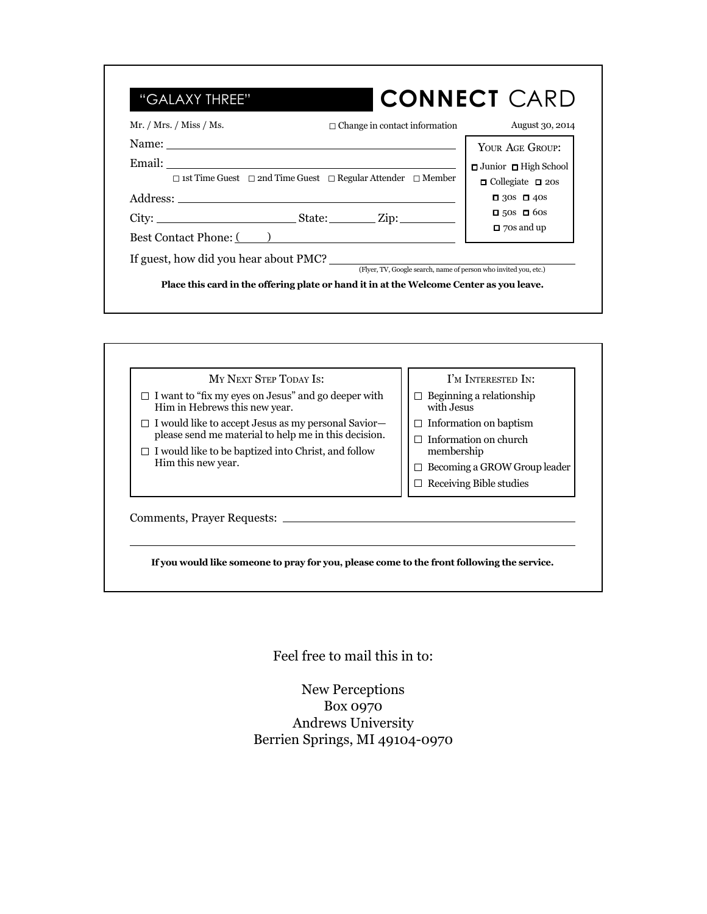“GALAXY THREE”

# **CONNECT** CARD

Mr. / Mrs. / Miss / Ms. ☐ Change in contact information August 30, 2014

Name: \_\_\_\_\_\_\_\_\_\_\_\_\_\_\_\_\_\_\_\_\_\_\_\_\_\_\_\_\_\_\_\_\_\_\_\_\_\_\_\_

Email: \_\_\_\_\_\_\_\_\_\_\_\_\_\_\_\_\_\_\_\_\_\_\_\_\_\_\_\_\_\_\_\_\_\_\_\_\_\_\_\_

☐ 1st Time Guest ☐ 2nd Time Guest ☐ Regular Attender ☐ Member

Address: \_\_\_\_\_\_\_\_\_\_\_\_\_\_\_\_\_\_\_\_\_\_\_\_\_\_\_\_\_\_\_\_\_\_\_\_\_\_\_\_

City: \_\_\_\_\_\_\_\_\_\_\_\_\_\_\_\_\_\_ State: \_\_\_\_\_\_\_ Zip: \_\_\_\_\_\_\_\_

Best Contact Phone: (\_\_\_\_) \_\_\_\_\_\_\_\_\_\_\_\_\_\_\_\_\_\_\_\_\_\_\_\_\_\_\_\_\_\_\_\_

**Your Age Group:**

- ☐ Junior ☐ High School
- ☐ Collegiate ☐ 20s
- ☐ 30s ☐ 40s
- ☐ 50s ☐ 60s
- ☐ 70s and up

If guest, how did you hear about PMC? \_\_\_\_\_\_\_\_\_\_\_\_\_\_\_\_\_\_\_\_\_\_\_\_\_\_\_\_\_\_\_\_\_\_\_\_\_\_\_\_
(Flyer, TV, Google search, name of person who invited you, etc.)

**Place this card in the offering plate or hand it in at the Welcome Center as you leave.**

---

**My Next Step Today Is:**

- ☐ I want to “fix my eyes on Jesus” and go deeper with Him in Hebrews this new year.
- ☐ I would like to accept Jesus as my personal Savior—please send me material to help me in this decision.
- ☐ I would like to be baptized into Christ, and follow Him this new year.

**I’m Interested In:**

- ☐ Beginning a relationship with Jesus
- ☐ Information on baptism
- ☐ Information on church membership
- ☐ Becoming a GROW Group leader
- ☐ Receiving Bible studies

Comments, Prayer Requests: \_\_\_\_\_\_\_\_\_\_\_\_\_\_\_\_\_\_\_\_\_\_\_\_\_\_\_\_\_\_\_\_\_\_\_\_\_\_\_\_

\_\_\_\_\_\_\_\_\_\_\_\_\_\_\_\_\_\_\_\_\_\_\_\_\_\_\_\_\_\_\_\_\_\_\_\_\_\_\_\_\_\_\_\_\_\_\_\_\_\_\_\_\_\_\_\_\_\_\_\_\_\_\_\_

**If you would like someone to pray for you, please come to the front following the service.**

---

Feel free to mail this in to:

New Perceptions
Box 0970
Andrews University
Berrien Springs, MI 49104-0970